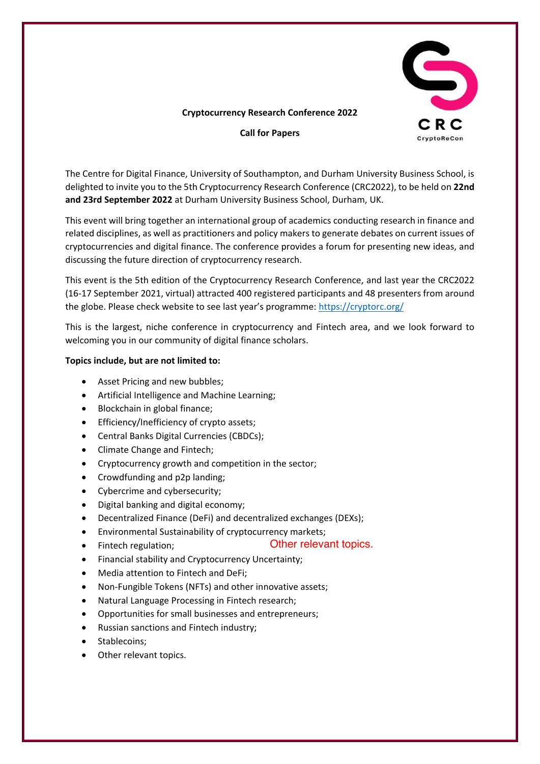**Cryptocurrency Research Conference 2022**

**Call for Papers**

The Centre for Digital Finance, University of Southampton, and Durham University Business School, is delighted to invite you to the 5th Cryptocurrency Research Conference (CRC2022), to be held on **22nd and 23rd September 2022** at Durham University Business School, Durham, UK.

This event will bring together an international group of academics conducting research in finance and related disciplines, as well as practitioners and policy makers to generate debates on current issues of cryptocurrencies and digital finance. The conference provides a forum for presenting new ideas, and discussing the future direction of cryptocurrency research.

This event is the 5th edition of the Cryptocurrency Research Conference, and last year the CRC2022 (16-17 September 2021, virtual) attracted 400 registered participants and 48 presenters from around the globe. Please check website to see last year's programme: [https://cryptorc.org/](https://cryptorc.org/)

This is the largest, niche conference in cryptocurrency and Fintech area, and we look forward to welcoming you in our community of digital finance scholars.

**Topics include, but are not limited to:**

- Asset Pricing and new bubbles;
- Artificial Intelligence and Machine Learning;
- Blockchain in global finance;
- Efficiency/Inefficiency of crypto assets;
- Central Banks Digital Currencies (CBDCs);
- Climate Change and Fintech;
- Cryptocurrency growth and competition in the sector;
- Crowdfunding and p2p landing;
- Cybercrime and cybersecurity;
- Digital banking and digital economy;
- Decentralized Finance (DeFi) and decentralized exchanges (DEXs);
- Environmental Sustainability of cryptocurrency markets;
- Fintech regulation;
- Financial stability and Cryptocurrency Uncertainty;
- Media attention to Fintech and DeFi;
- Non-Fungible Tokens (NFTs) and other innovative assets;
- Natural Language Processing in Fintech research;
- Opportunities for small businesses and entrepreneurs;
- Russian sanctions and Fintech industry;
- Stablecoins;
- Other relevant topics.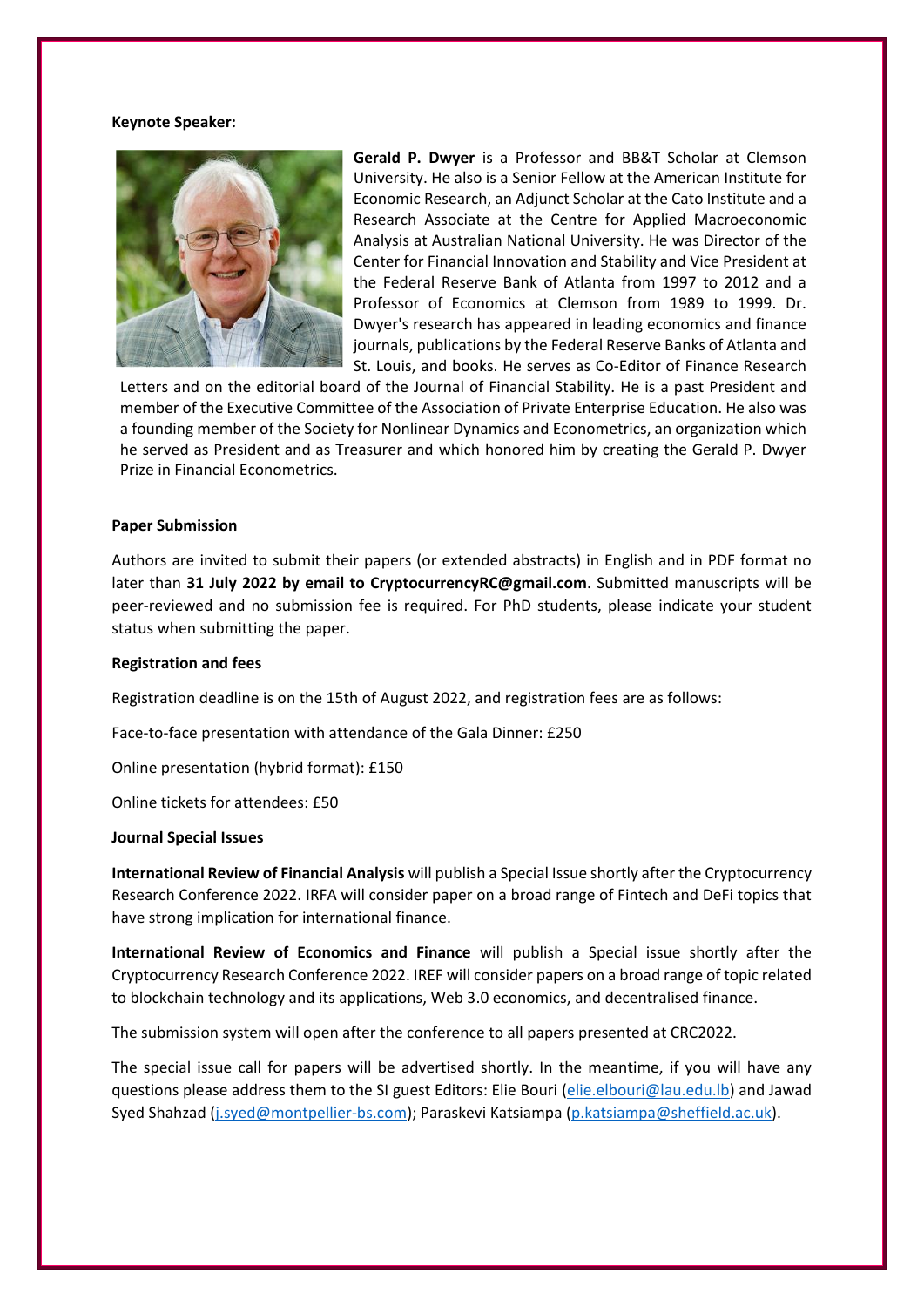**Keynote Speaker:**

**Gerald P. Dwyer** is a Professor and BB&T Scholar at Clemson University. He also is a Senior Fellow at the American Institute for Economic Research, an Adjunct Scholar at the Cato Institute and a Research Associate at the Centre for Applied Macroeconomic Analysis at Australian National University. He was Director of the Center for Financial Innovation and Stability and Vice President at the Federal Reserve Bank of Atlanta from 1997 to 2012 and a Professor of Economics at Clemson from 1989 to 1999. Dr. Dwyer's research has appeared in leading economics and finance journals, publications by the Federal Reserve Banks of Atlanta and St. Louis, and books. He serves as Co-Editor of Finance Research Letters and on the editorial board of the Journal of Financial Stability. He is a past President and member of the Executive Committee of the Association of Private Enterprise Education. He also was a founding member of the Society for Nonlinear Dynamics and Econometrics, an organization which he served as President and as Treasurer and which honored him by creating the Gerald P. Dwyer Prize in Financial Econometrics.

**Paper Submission**

Authors are invited to submit their papers (or extended abstracts) in English and in PDF format no later than **31 July 2022 by email to CryptocurrencyRC@gmail.com**. Submitted manuscripts will be peer-reviewed and no submission fee is required. For PhD students, please indicate your student status when submitting the paper.

**Registration and fees**

Registration deadline is on the 15th of August 2022, and registration fees are as follows:

Face-to-face presentation with attendance of the Gala Dinner: £250

Online presentation (hybrid format): £150

Online tickets for attendees: £50

**Journal Special Issues**

**International Review of Financial Analysis** will publish a Special Issue shortly after the Cryptocurrency Research Conference 2022. IRFA will consider paper on a broad range of Fintech and DeFi topics that have strong implication for international finance.

**International Review of Economics and Finance** will publish a Special issue shortly after the Cryptocurrency Research Conference 2022. IREF will consider papers on a broad range of topic related to blockchain technology and its applications, Web 3.0 economics, and decentralised finance.

The submission system will open after the conference to all papers presented at CRC2022.

The special issue call for papers will be advertised shortly. In the meantime, if you will have any questions please address them to the SI guest Editors: Elie Bouri (elie.elbouri@lau.edu.lb) and Jawad Syed Shahzad (j.syed@montpellier-bs.com); Paraskevi Katsiampa (p.katsiampa@sheffield.ac.uk).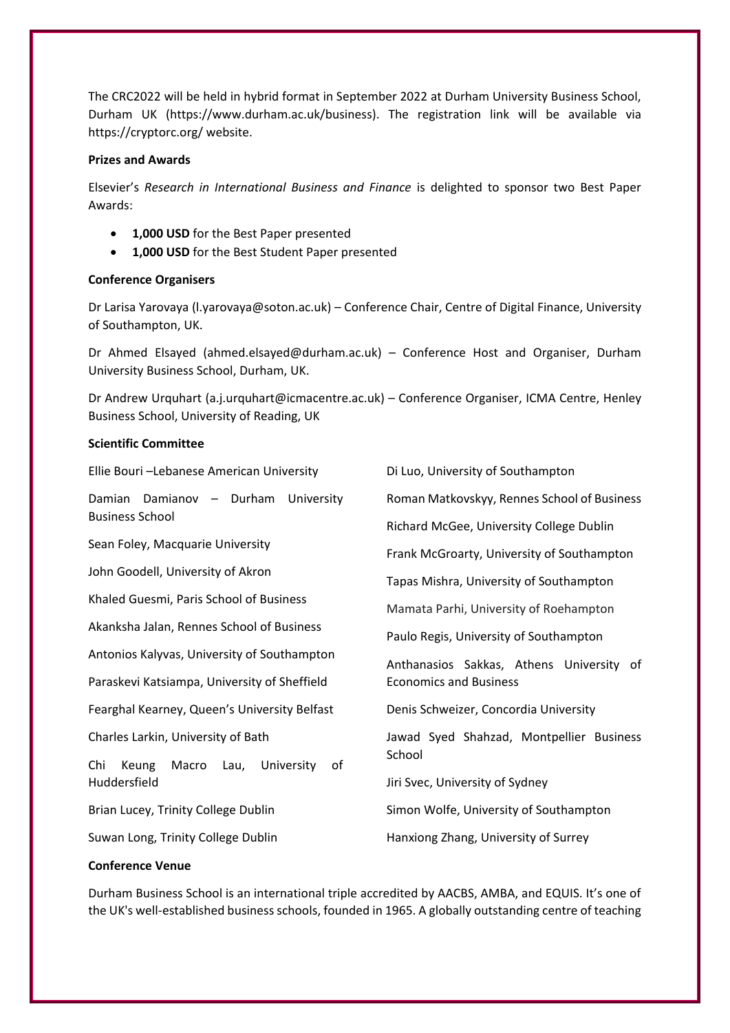The CRC2022 will be held in hybrid format in September 2022 at Durham University Business School, Durham UK (https://www.durham.ac.uk/business). The registration link will be available via https://cryptorc.org/ website.

**Prizes and Awards**

Elsevier's *Research in International Business and Finance* is delighted to sponsor two Best Paper Awards:

- **1,000 USD** for the Best Paper presented
- **1,000 USD** for the Best Student Paper presented

**Conference Organisers**

Dr Larisa Yarovaya (l.yarovaya@soton.ac.uk) – Conference Chair, Centre of Digital Finance, University of Southampton, UK.

Dr Ahmed Elsayed (ahmed.elsayed@durham.ac.uk) – Conference Host and Organiser, Durham University Business School, Durham, UK.

Dr Andrew Urquhart (a.j.urquhart@icmacentre.ac.uk) – Conference Organiser, ICMA Centre, Henley Business School, University of Reading, UK

**Scientific Committee**

Ellie Bouri –Lebanese American University

Damian Damianov – Durham University Business School

Sean Foley, Macquarie University

John Goodell, University of Akron

Khaled Guesmi, Paris School of Business

Akanksha Jalan, Rennes School of Business

Antonios Kalyvas, University of Southampton

Paraskevi Katsiampa, University of Sheffield

Fearghal Kearney, Queen's University Belfast

Charles Larkin, University of Bath

Chi Keung Macro Lau, University of Huddersfield

Brian Lucey, Trinity College Dublin

Suwan Long, Trinity College Dublin

Di Luo, University of Southampton

Roman Matkovskyy, Rennes School of Business

Richard McGee, University College Dublin

Frank McGroarty, University of Southampton

Tapas Mishra, University of Southampton

Mamata Parhi, University of Roehampton

Paulo Regis, University of Southampton

Anthanasios Sakkas, Athens University of Economics and Business

Denis Schweizer, Concordia University

Jawad Syed Shahzad, Montpellier Business School

Jiri Svec, University of Sydney

Simon Wolfe, University of Southampton

Hanxiong Zhang, University of Surrey

**Conference Venue**

Durham Business School is an international triple accredited by AACBS, AMBA, and EQUIS. It's one of the UK's well-established business schools, founded in 1965. A globally outstanding centre of teaching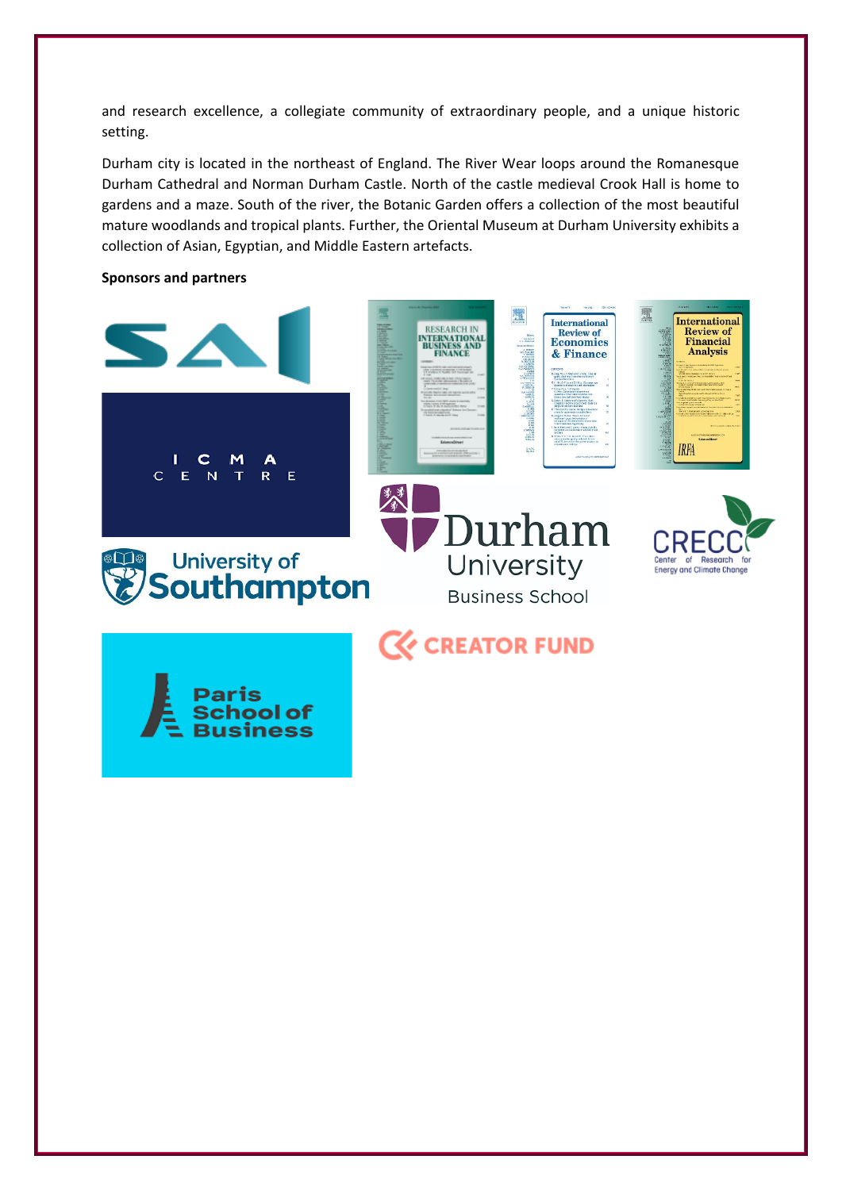and research excellence, a collegiate community of extraordinary people, and a unique historic setting.

Durham city is located in the northeast of England. The River Wear loops around the Romanesque Durham Cathedral and Norman Durham Castle. North of the castle medieval Crook Hall is home to gardens and a maze. South of the river, the Botanic Garden offers a collection of the most beautiful mature woodlands and tropical plants. Further, the Oriental Museum at Durham University exhibits a collection of Asian, Egyptian, and Middle Eastern artefacts.

**Sponsors and partners**